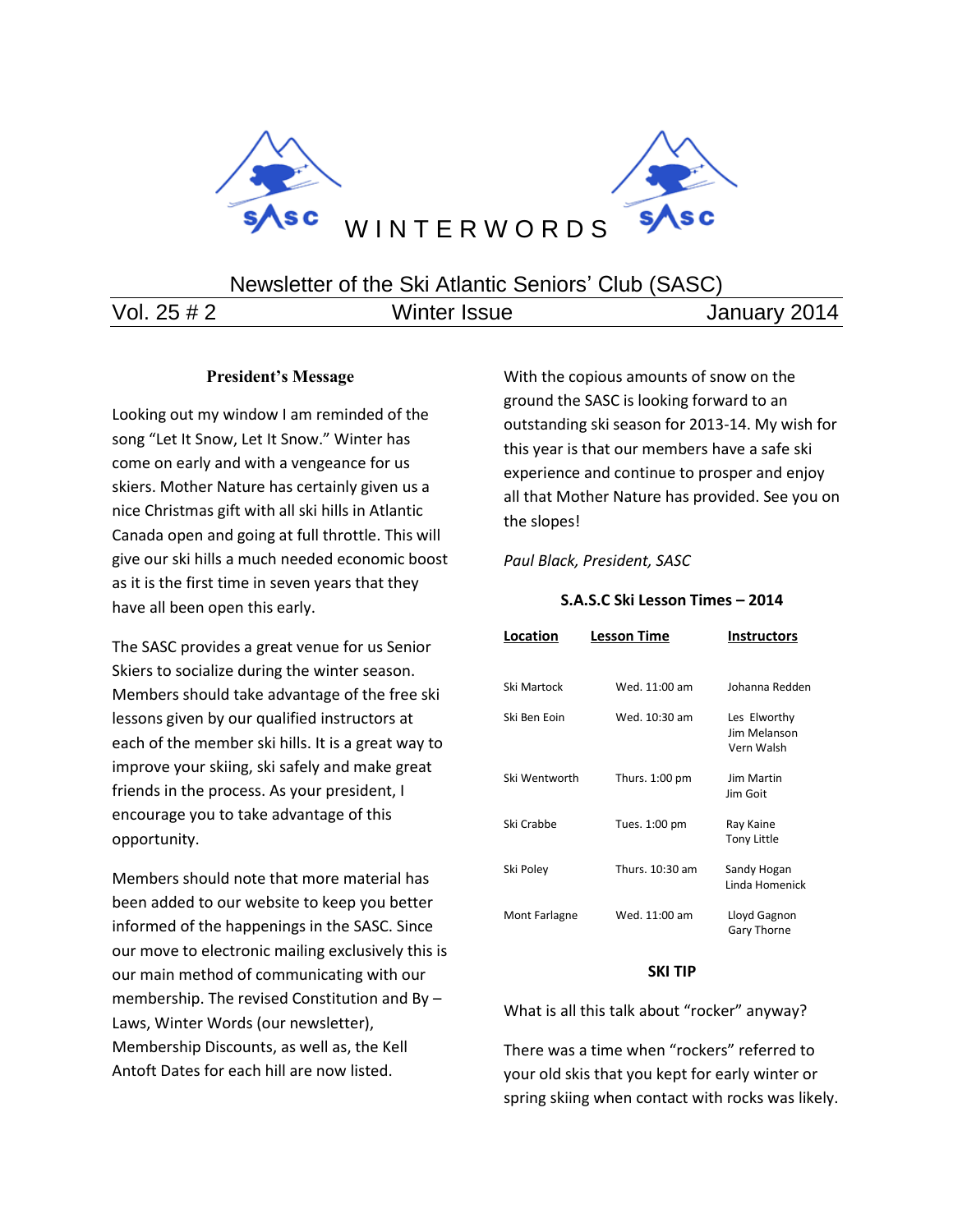# WINTERWORDS

Newsletter of the Ski Atlantic Seniors' Club (SASC)

Vol. 25 # 2 | Winter Issue | January 2014

## President's Message

Looking out my window I am reminded of the song "Let It Snow, Let It Snow." Winter has come on early and with a vengeance for us skiers. Mother Nature has certainly given us a nice Christmas gift with all ski hills in Atlantic Canada open and going at full throttle. This will give our ski hills a much needed economic boost as it is the first time in seven years that they have all been open this early.

The SASC provides a great venue for us Senior Skiers to socialize during the winter season. Members should take advantage of the free ski lessons given by our qualified instructors at each of the member ski hills. It is a great way to improve your skiing, ski safely and make great friends in the process. As your president, I encourage you to take advantage of this opportunity.

Members should note that more material has been added to our website to keep you better informed of the happenings in the SASC. Since our move to electronic mailing exclusively this is our main method of communicating with our membership. The revised Constitution and By – Laws, Winter Words (our newsletter), Membership Discounts, as well as, the Kell Antoft Dates for each hill are now listed.

With the copious amounts of snow on the ground the SASC is looking forward to an outstanding ski season for 2013-14. My wish for this year is that our members have a safe ski experience and continue to prosper and enjoy all that Mother Nature has provided. See you on the slopes!

*Paul Black, President, SASC*

### S.A.S.C Ski Lesson Times – 2014

| Location | Lesson Time | Instructors |
|---|---|---|
| Ski Martock | Wed. 11:00 am | Johanna Redden |
| Ski Ben Eoin | Wed. 10:30 am | Les Elworthy<br>Jim Melanson<br>Vern Walsh |
| Ski Wentworth | Thurs. 1:00 pm | Jim Martin<br>Jim Goit |
| Ski Crabbe | Tues. 1:00 pm | Ray Kaine<br>Tony Little |
| Ski Poley | Thurs. 10:30 am | Sandy Hogan<br>Linda Homenick |
| Mont Farlagne | Wed. 11:00 am | Lloyd Gagnon<br>Gary Thorne |

### SKI TIP

What is all this talk about "rocker" anyway?

There was a time when "rockers" referred to your old skis that you kept for early winter or spring skiing when contact with rocks was likely.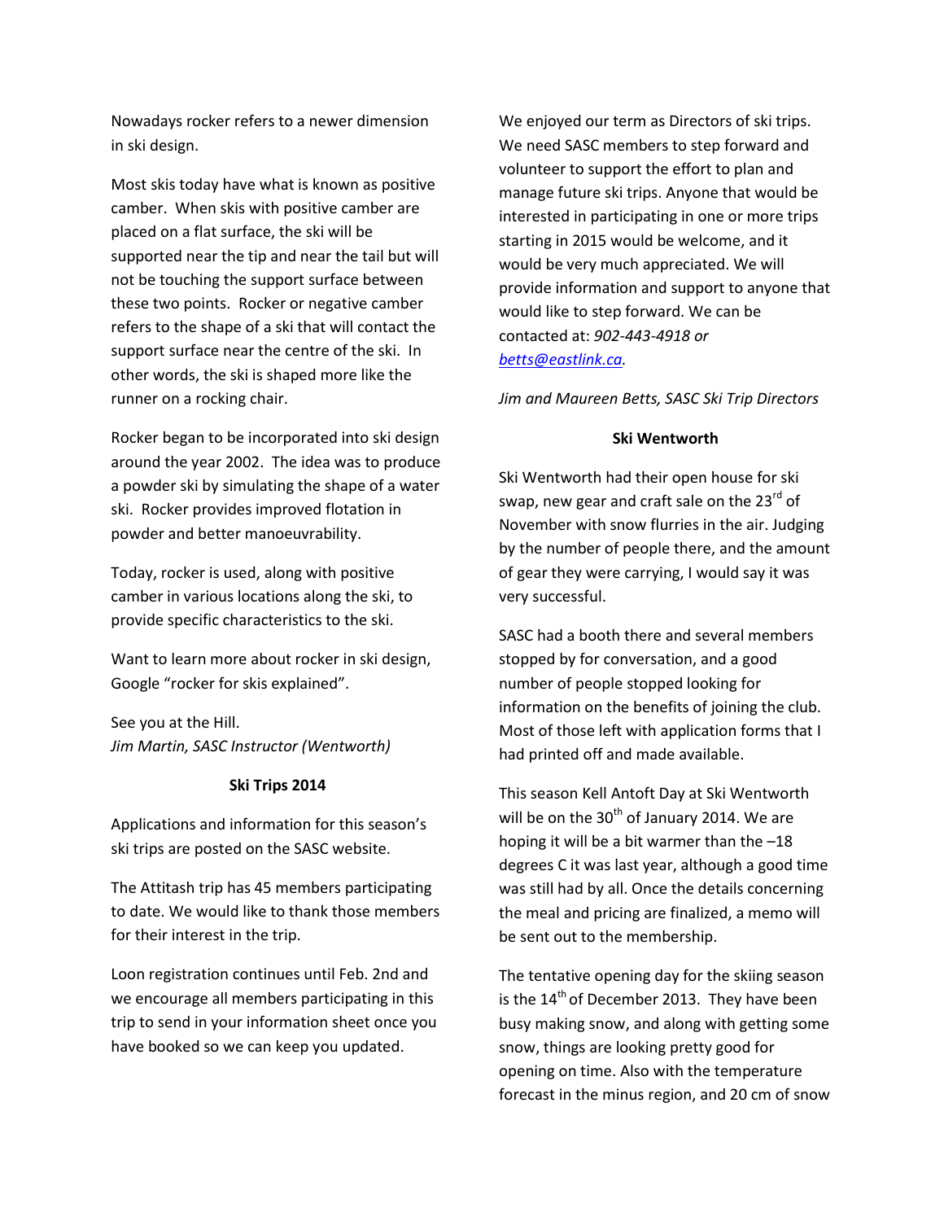Nowadays rocker refers to a newer dimension in ski design.

Most skis today have what is known as positive camber. When skis with positive camber are placed on a flat surface, the ski will be supported near the tip and near the tail but will not be touching the support surface between these two points. Rocker or negative camber refers to the shape of a ski that will contact the support surface near the centre of the ski. In other words, the ski is shaped more like the runner on a rocking chair.

Rocker began to be incorporated into ski design around the year 2002. The idea was to produce a powder ski by simulating the shape of a water ski. Rocker provides improved flotation in powder and better manoeuvrability.

Today, rocker is used, along with positive camber in various locations along the ski, to provide specific characteristics to the ski.

Want to learn more about rocker in ski design, Google "rocker for skis explained".

See you at the Hill.
*Jim Martin, SASC Instructor (Wentworth)*

**Ski Trips 2014**

Applications and information for this season's ski trips are posted on the SASC website.

The Attitash trip has 45 members participating to date. We would like to thank those members for their interest in the trip.

Loon registration continues until Feb. 2nd and we encourage all members participating in this trip to send in your information sheet once you have booked so we can keep you updated.

We enjoyed our term as Directors of ski trips. We need SASC members to step forward and volunteer to support the effort to plan and manage future ski trips. Anyone that would be interested in participating in one or more trips starting in 2015 would be welcome, and it would be very much appreciated. We will provide information and support to anyone that would like to step forward. We can be contacted at: *902-443-4918 or [betts@eastlink.ca](mailto:betts@eastlink.ca).*

*Jim and Maureen Betts, SASC Ski Trip Directors*

**Ski Wentworth**

Ski Wentworth had their open house for ski swap, new gear and craft sale on the 23rd of November with snow flurries in the air. Judging by the number of people there, and the amount of gear they were carrying, I would say it was very successful.

SASC had a booth there and several members stopped by for conversation, and a good number of people stopped looking for information on the benefits of joining the club. Most of those left with application forms that I had printed off and made available.

This season Kell Antoft Day at Ski Wentworth will be on the 30th of January 2014. We are hoping it will be a bit warmer than the –18 degrees C it was last year, although a good time was still had by all. Once the details concerning the meal and pricing are finalized, a memo will be sent out to the membership.

The tentative opening day for the skiing season is the 14th of December 2013. They have been busy making snow, and along with getting some snow, things are looking pretty good for opening on time. Also with the temperature forecast in the minus region, and 20 cm of snow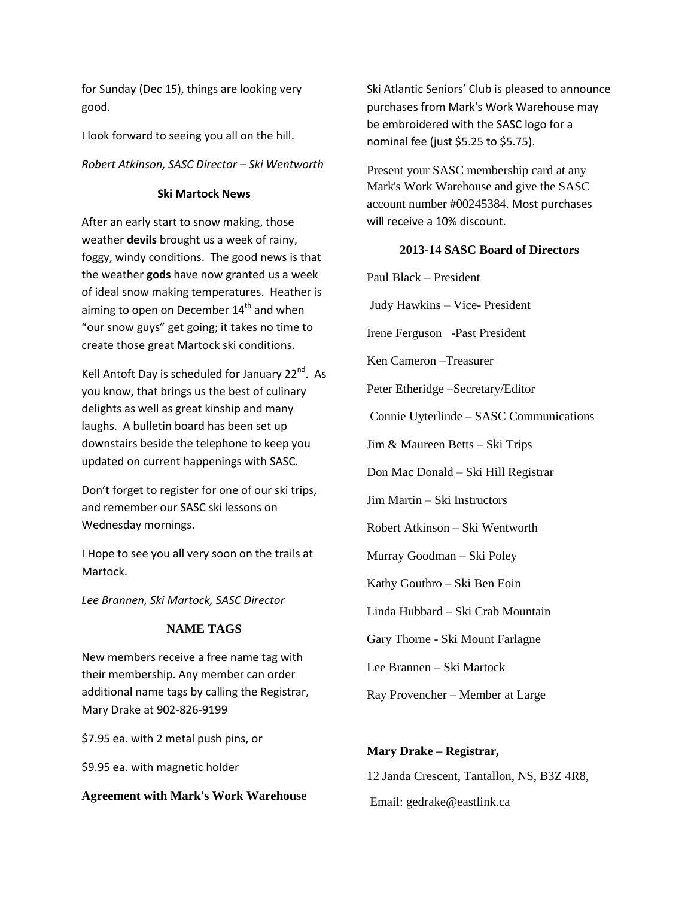for Sunday (Dec 15), things are looking very good.

I look forward to seeing you all on the hill.

*Robert Atkinson, SASC Director – Ski Wentworth*

**Ski Martock News**

After an early start to snow making, those weather **devils** brought us a week of rainy, foggy, windy conditions. The good news is that the weather **gods** have now granted us a week of ideal snow making temperatures. Heather is aiming to open on December 14th and when "our snow guys" get going; it takes no time to create those great Martock ski conditions.

Kell Antoft Day is scheduled for January 22nd. As you know, that brings us the best of culinary delights as well as great kinship and many laughs. A bulletin board has been set up downstairs beside the telephone to keep you updated on current happenings with SASC.

Don't forget to register for one of our ski trips, and remember our SASC ski lessons on Wednesday mornings.

I Hope to see you all very soon on the trails at Martock.

*Lee Brannen, Ski Martock, SASC Director*

**NAME TAGS**

New members receive a free name tag with their membership. Any member can order additional name tags by calling the Registrar, Mary Drake at 902-826-9199

$7.95 ea. with 2 metal push pins, or

$9.95 ea. with magnetic holder

**Agreement with Mark's Work Warehouse**

Ski Atlantic Seniors' Club is pleased to announce purchases from Mark's Work Warehouse may be embroidered with the SASC logo for a nominal fee (just $5.25 to $5.75).

Present your SASC membership card at any Mark's Work Warehouse and give the SASC account number #00245384. Most purchases will receive a 10% discount.

**2013-14 SASC Board of Directors**

Paul Black – President

Judy Hawkins – Vice- President

Irene Ferguson -Past President

Ken Cameron –Treasurer

Peter Etheridge –Secretary/Editor

Connie Uyterlinde – SASC Communications

Jim & Maureen Betts – Ski Trips

Don Mac Donald – Ski Hill Registrar

Jim Martin – Ski Instructors

Robert Atkinson – Ski Wentworth

Murray Goodman – Ski Poley

Kathy Gouthro – Ski Ben Eoin

Linda Hubbard – Ski Crab Mountain

Gary Thorne - Ski Mount Farlagne

Lee Brannen – Ski Martock

Ray Provencher – Member at Large

**Mary Drake – Registrar,**

12 Janda Crescent, Tantallon, NS, B3Z 4R8,

Email: gedrake@eastlink.ca